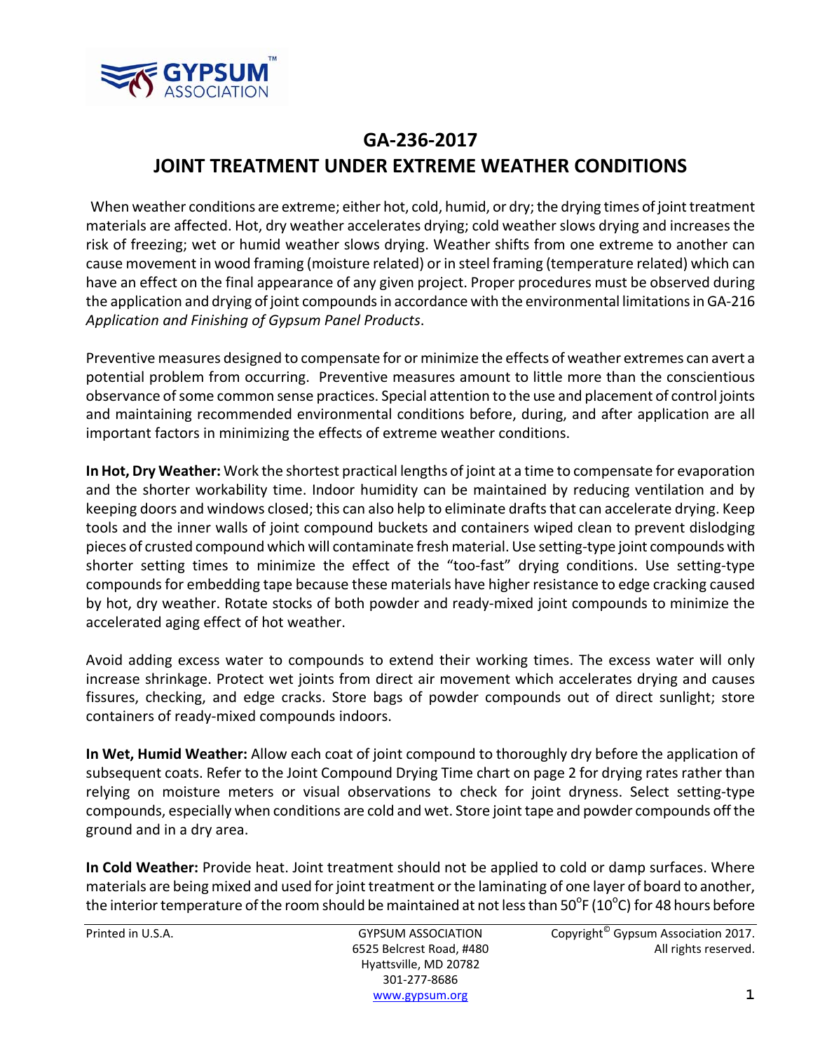# GA-236-2017

# JOINT TREATMENT UNDER EXTREME WEATHER CONDITIONS

When weather conditions are extreme; either hot, cold, humid, or dry; the drying times of joint treatment materials are affected. Hot, dry weather accelerates drying; cold weather slows drying and increases the risk of freezing; wet or humid weather slows drying. Weather shifts from one extreme to another can cause movement in wood framing (moisture related) or in steel framing (temperature related) which can have an effect on the final appearance of any given project. Proper procedures must be observed during the application and drying of joint compounds in accordance with the environmental limitations in GA-216 *Application and Finishing of Gypsum Panel Products*.

Preventive measures designed to compensate for or minimize the effects of weather extremes can avert a potential problem from occurring. Preventive measures amount to little more than the conscientious observance of some common sense practices. Special attention to the use and placement of control joints and maintaining recommended environmental conditions before, during, and after application are all important factors in minimizing the effects of extreme weather conditions.

**In Hot, Dry Weather:** Work the shortest practical lengths of joint at a time to compensate for evaporation and the shorter workability time. Indoor humidity can be maintained by reducing ventilation and by keeping doors and windows closed; this can also help to eliminate drafts that can accelerate drying. Keep tools and the inner walls of joint compound buckets and containers wiped clean to prevent dislodging pieces of crusted compound which will contaminate fresh material. Use setting-type joint compounds with shorter setting times to minimize the effect of the "too-fast" drying conditions. Use setting-type compounds for embedding tape because these materials have higher resistance to edge cracking caused by hot, dry weather. Rotate stocks of both powder and ready-mixed joint compounds to minimize the accelerated aging effect of hot weather.

Avoid adding excess water to compounds to extend their working times. The excess water will only increase shrinkage. Protect wet joints from direct air movement which accelerates drying and causes fissures, checking, and edge cracks. Store bags of powder compounds out of direct sunlight; store containers of ready-mixed compounds indoors.

**In Wet, Humid Weather:** Allow each coat of joint compound to thoroughly dry before the application of subsequent coats. Refer to the Joint Compound Drying Time chart on page 2 for drying rates rather than relying on moisture meters or visual observations to check for joint dryness. Select setting-type compounds, especially when conditions are cold and wet. Store joint tape and powder compounds off the ground and in a dry area.

**In Cold Weather:** Provide heat. Joint treatment should not be applied to cold or damp surfaces. Where materials are being mixed and used for joint treatment or the laminating of one layer of board to another, the interior temperature of the room should be maintained at not less than 50°F (10°C) for 48 hours before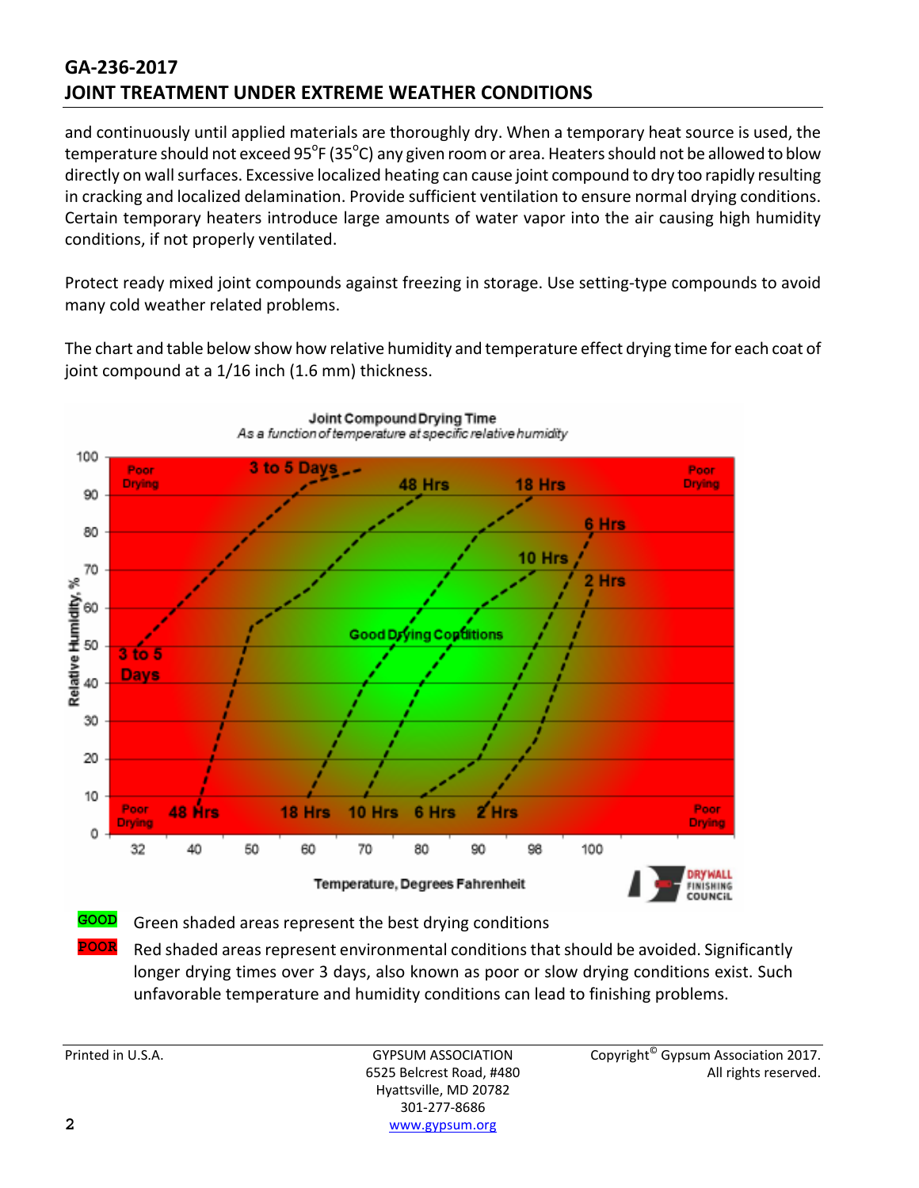and continuously until applied materials are thoroughly dry. When a temporary heat source is used, the temperature should not exceed 95°F (35°C) any given room or area. Heaters should not be allowed to blow directly on wall surfaces. Excessive localized heating can cause joint compound to dry too rapidly resulting in cracking and localized delamination. Provide sufficient ventilation to ensure normal drying conditions. Certain temporary heaters introduce large amounts of water vapor into the air causing high humidity conditions, if not properly ventilated.

Protect ready mixed joint compounds against freezing in storage. Use setting-type compounds to avoid many cold weather related problems.

The chart and table below show how relative humidity and temperature effect drying time for each coat of joint compound at a 1/16 inch (1.6 mm) thickness.

**Joint Compound Drying Time**

*As a function of temperature at specific relative humidity*

**GOOD** Green shaded areas represent the best drying conditions

**POOR** Red shaded areas represent environmental conditions that should be avoided. Significantly longer drying times over 3 days, also known as poor or slow drying conditions exist. Such unfavorable temperature and humidity conditions can lead to finishing problems.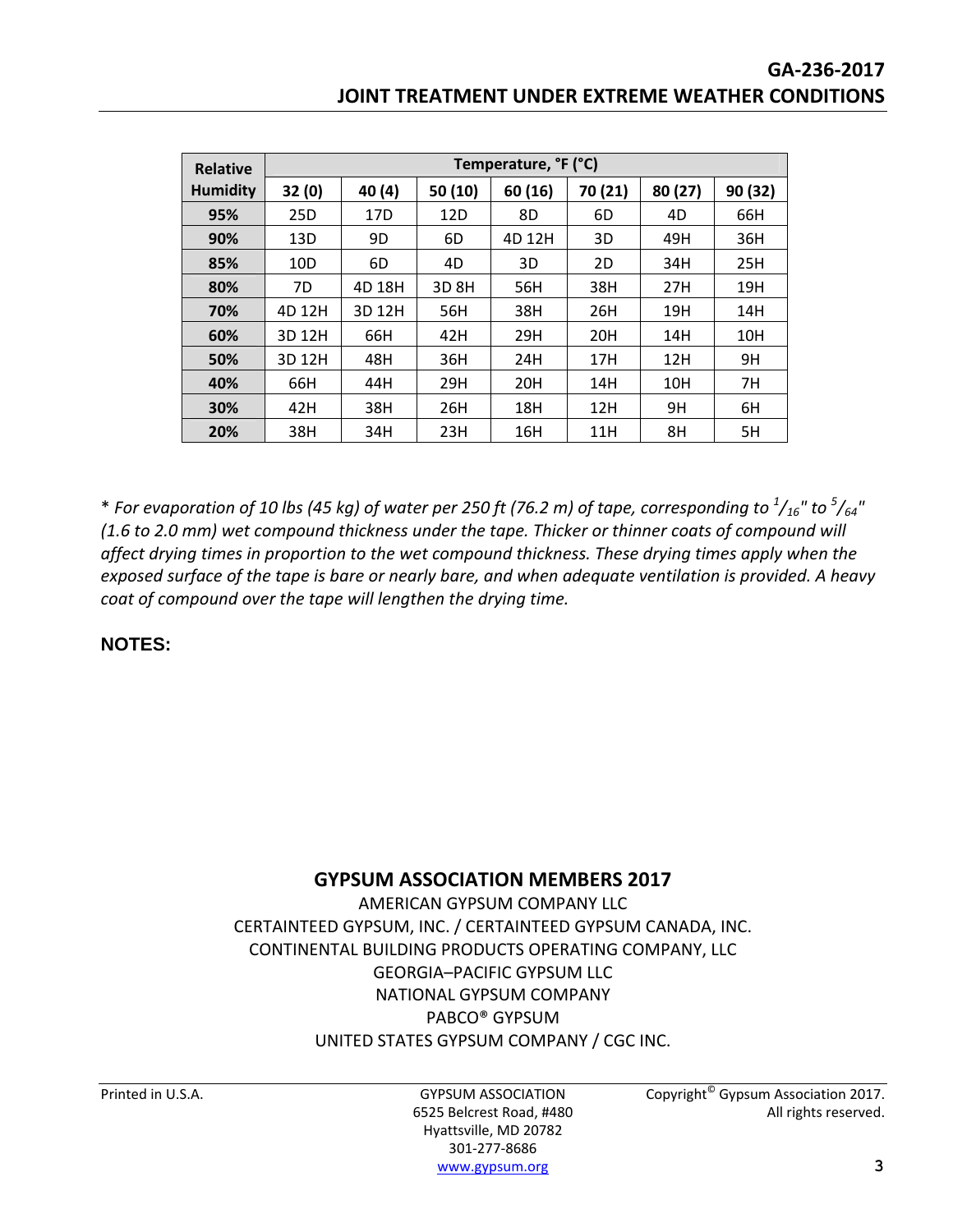| Relative Humidity | Temperature, °F (°C) | | | | | | |
|---|---|---|---|---|---|---|---|
| | 32 (0) | 40 (4) | 50 (10) | 60 (16) | 70 (21) | 80 (27) | 90 (32) |
| **95%** | 25D | 17D | 12D | 8D | 6D | 4D | 66H |
| **90%** | 13D | 9D | 6D | 4D 12H | 3D | 49H | 36H |
| **85%** | 10D | 6D | 4D | 3D | 2D | 34H | 25H |
| **80%** | 7D | 4D 18H | 3D 8H | 56H | 38H | 27H | 19H |
| **70%** | 4D 12H | 3D 12H | 56H | 38H | 26H | 19H | 14H |
| **60%** | 3D 12H | 66H | 42H | 29H | 20H | 14H | 10H |
| **50%** | 3D 12H | 48H | 36H | 24H | 17H | 12H | 9H |
| **40%** | 66H | 44H | 29H | 20H | 14H | 10H | 7H |
| **30%** | 42H | 38H | 26H | 18H | 12H | 9H | 6H |
| **20%** | 38H | 34H | 23H | 16H | 11H | 8H | 5H |

* *For evaporation of 10 lbs (45 kg) of water per 250 ft (76.2 m) of tape, corresponding to $^{1}/_{16}$" to $^{5}/_{64}$" (1.6 to 2.0 mm) wet compound thickness under the tape. Thicker or thinner coats of compound will affect drying times in proportion to the wet compound thickness. These drying times apply when the exposed surface of the tape is bare or nearly bare, and when adequate ventilation is provided. A heavy coat of compound over the tape will lengthen the drying time.*

**NOTES:**

## GYPSUM ASSOCIATION MEMBERS 2017

AMERICAN GYPSUM COMPANY LLC
CERTAINTEED GYPSUM, INC. / CERTAINTEED GYPSUM CANADA, INC.
CONTINENTAL BUILDING PRODUCTS OPERATING COMPANY, LLC
GEORGIA–PACIFIC GYPSUM LLC
NATIONAL GYPSUM COMPANY
PABCO® GYPSUM
UNITED STATES GYPSUM COMPANY / CGC INC.

Printed in U.S.A.

GYPSUM ASSOCIATION
6525 Belcrest Road, #480
Hyattsville, MD 20782
301-277-8686
www.gypsum.org

Copyright© Gypsum Association 2017. All rights reserved.